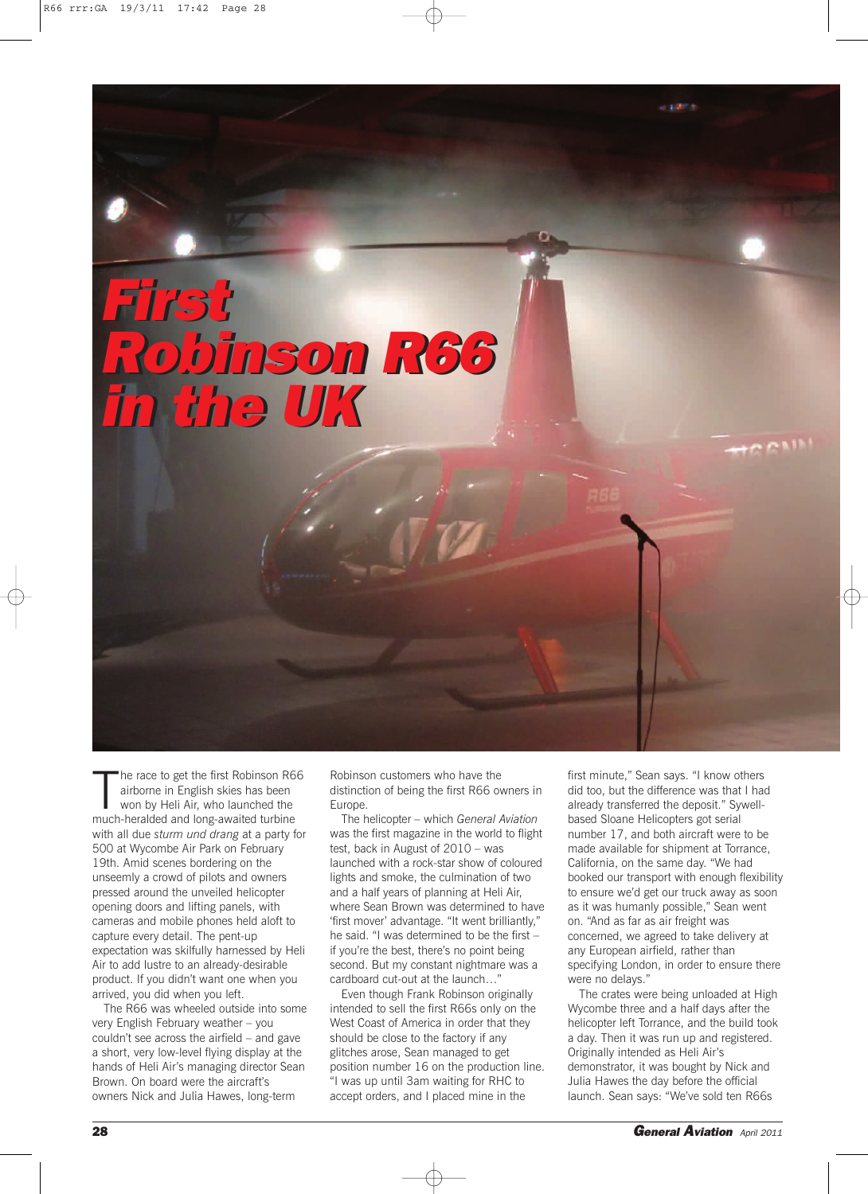# First Robinson R66 in the UK

The race to get the first Robinson R66 airborne in English skies has been won by Heli Air, who launched the much-heralded and long-awaited turbine with all due *sturm und drang* at a party for 500 at Wycombe Air Park on February 19th. Amid scenes bordering on the unseemly a crowd of pilots and owners pressed around the unveiled helicopter opening doors and lifting panels, with cameras and mobile phones held aloft to capture every detail. The pent-up expectation was skilfully harnessed by Heli Air to add lustre to an already-desirable product. If you didn't want one when you arrived, you did when you left.

The R66 was wheeled outside into some very English February weather – you couldn't see across the airfield – and gave a short, very low-level flying display at the hands of Heli Air's managing director Sean Brown. On board were the aircraft's owners Nick and Julia Hawes, long-term Robinson customers who have the distinction of being the first R66 owners in Europe.

The helicopter – which *General Aviation* was the first magazine in the world to flight test, back in August of 2010 – was launched with a rock-star show of coloured lights and smoke, the culmination of two and a half years of planning at Heli Air, where Sean Brown was determined to have 'first mover' advantage. "It went brilliantly," he said. "I was determined to be the first – if you're the best, there's no point being second. But my constant nightmare was a cardboard cut-out at the launch…"

Even though Frank Robinson originally intended to sell the first R66s only on the West Coast of America in order that they should be close to the factory if any glitches arose, Sean managed to get position number 16 on the production line. "I was up until 3am waiting for RHC to accept orders, and I placed mine in the first minute," Sean says. "I know others did too, but the difference was that I had already transferred the deposit." Sywell-based Sloane Helicopters got serial number 17, and both aircraft were to be made available for shipment at Torrance, California, on the same day. "We had booked our transport with enough flexibility to ensure we'd get our truck away as soon as it was humanly possible," Sean went on. "And as far as air freight was concerned, we agreed to take delivery at any European airfield, rather than specifying London, in order to ensure there were no delays."

The crates were being unloaded at High Wycombe three and a half days after the helicopter left Torrance, and the build took a day. Then it was run up and registered. Originally intended as Heli Air's demonstrator, it was bought by Nick and Julia Hawes the day before the official launch. Sean says: "We've sold ten R66s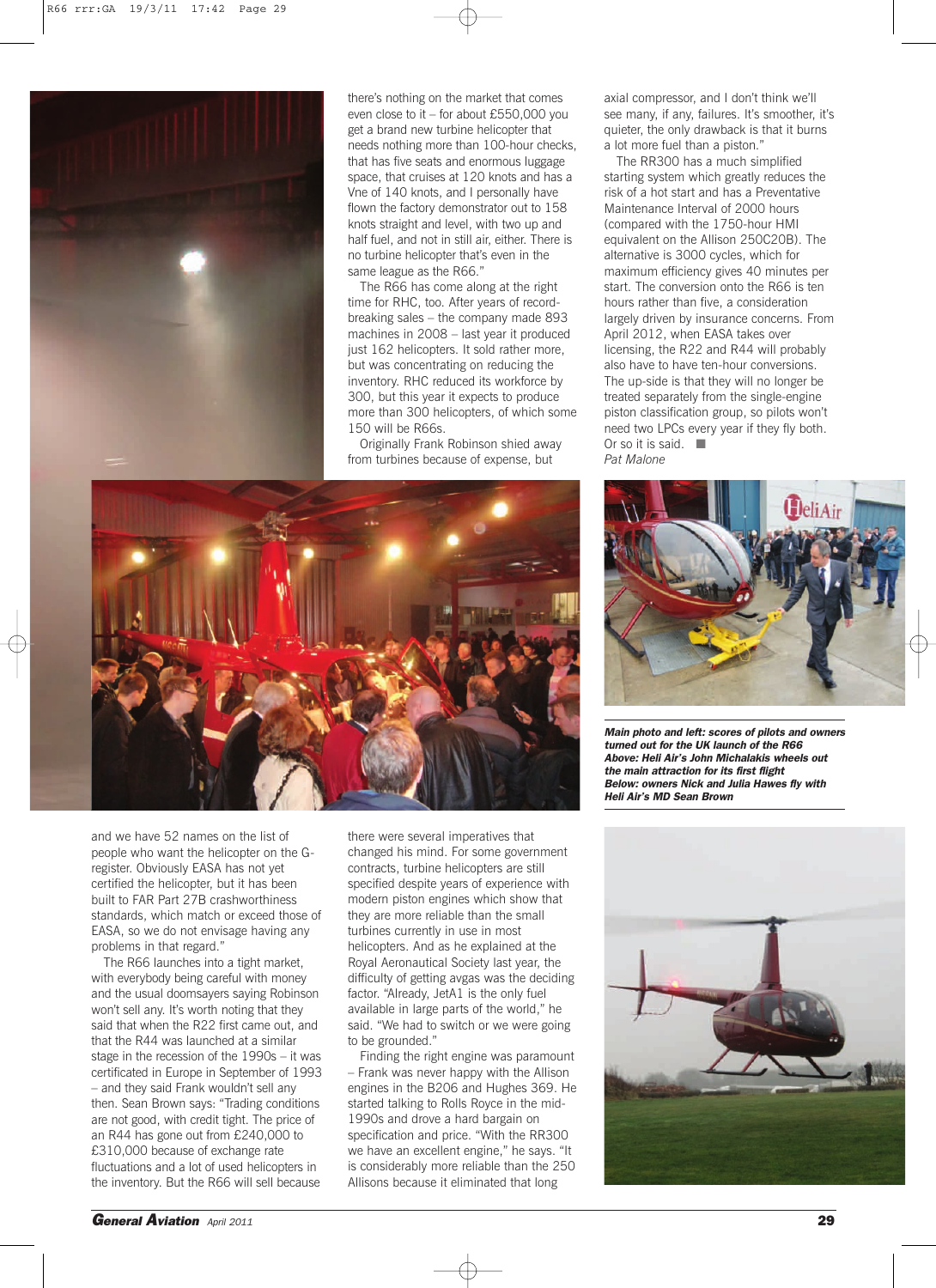there's nothing on the market that comes even close to it – for about £550,000 you get a brand new turbine helicopter that needs nothing more than 100-hour checks, that has five seats and enormous luggage space, that cruises at 120 knots and has a Vne of 140 knots, and I personally have flown the factory demonstrator out to 158 knots straight and level, with two up and half fuel, and not in still air, either. There is no turbine helicopter that's even in the same league as the R66."

The R66 has come along at the right time for RHC, too. After years of record-breaking sales – the company made 893 machines in 2008 – last year it produced just 162 helicopters. It sold rather more, but was concentrating on reducing the inventory. RHC reduced its workforce by 300, but this year it expects to produce more than 300 helicopters, of which some 150 will be R66s.

Originally Frank Robinson shied away from turbines because of expense, but

axial compressor, and I don't think we'll see many, if any, failures. It's smoother, it's quieter, the only drawback is that it burns a lot more fuel than a piston."

The RR300 has a much simplified starting system which greatly reduces the risk of a hot start and has a Preventative Maintenance Interval of 2000 hours (compared with the 1750-hour HMI equivalent on the Allison 250C20B). The alternative is 3000 cycles, which for maximum efficiency gives 40 minutes per start. The conversion onto the R66 is ten hours rather than five, a consideration largely driven by insurance concerns. From April 2012, when EASA takes over licensing, the R22 and R44 will probably also have to have ten-hour conversions. The up-side is that they will no longer be treated separately from the single-engine piston classification group, so pilots won't need two LPCs every year if they fly both. Or so it is said. ■

*Pat Malone*

***Main photo and left: scores of pilots and owners turned out for the UK launch of the R66***
***Above: Heli Air's John Michalakis wheels out the main attraction for its first flight***
***Below: owners Nick and Julia Hawes fly with Heli Air's MD Sean Brown***

and we have 52 names on the list of people who want the helicopter on the G-register. Obviously EASA has not yet certified the helicopter, but it has been built to FAR Part 27B crashworthiness standards, which match or exceed those of EASA, so we do not envisage having any problems in that regard."

The R66 launches into a tight market, with everybody being careful with money and the usual doomsayers saying Robinson won't sell any. It's worth noting that they said that when the R22 first came out, and that the R44 was launched at a similar stage in the recession of the 1990s – it was certificated in Europe in September of 1993 – and they said Frank wouldn't sell any then. Sean Brown says: "Trading conditions are not good, with credit tight. The price of an R44 has gone out from £240,000 to £310,000 because of exchange rate fluctuations and a lot of used helicopters in the inventory. But the R66 will sell because

there were several imperatives that changed his mind. For some government contracts, turbine helicopters are still specified despite years of experience with modern piston engines which show that they are more reliable than the small turbines currently in use in most helicopters. And as he explained at the Royal Aeronautical Society last year, the difficulty of getting avgas was the deciding factor. "Already, JetA1 is the only fuel available in large parts of the world," he said. "We had to switch or we were going to be grounded."

Finding the right engine was paramount – Frank was never happy with the Allison engines in the B206 and Hughes 369. He started talking to Rolls Royce in the mid-1990s and drove a hard bargain on specification and price. "With the RR300 we have an excellent engine," he says. "It is considerably more reliable than the 250 Allisons because it eliminated that long